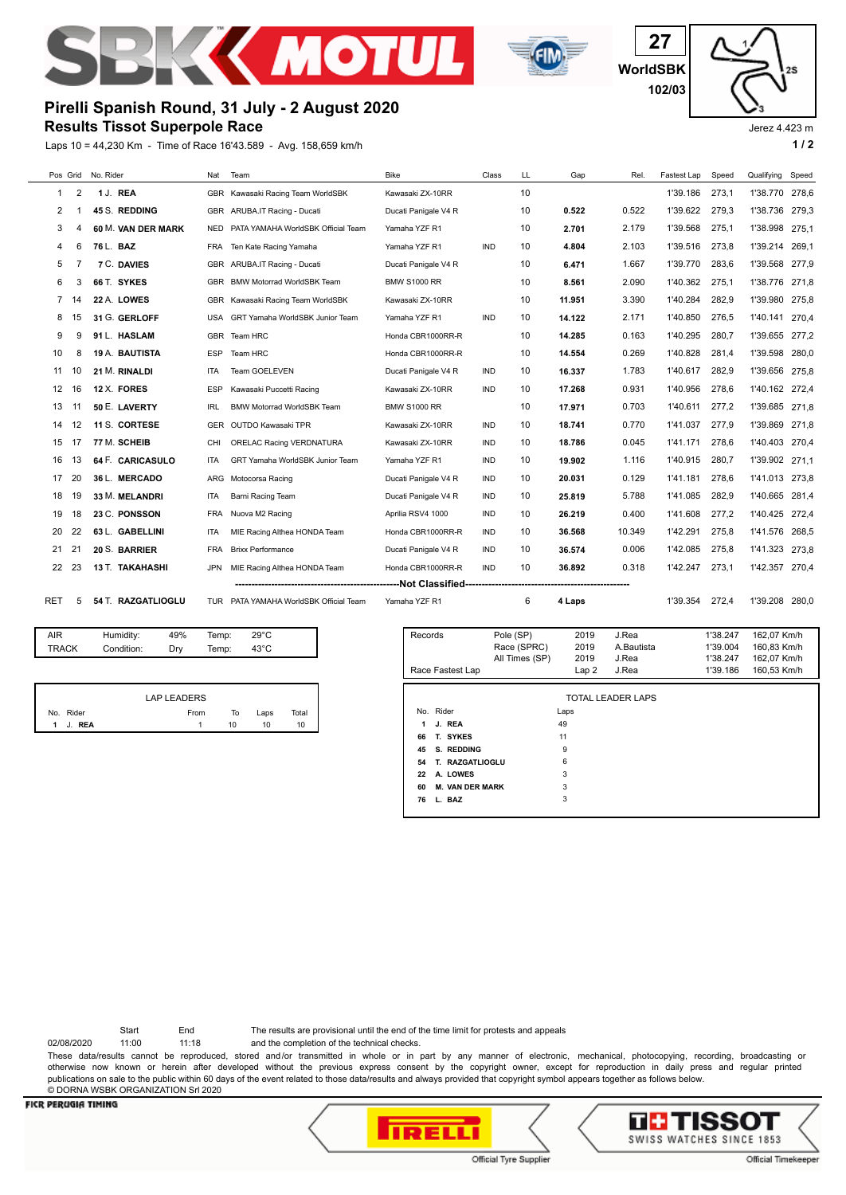# Pirelli Spanish Round, 31 July - 2 August 2020

## Results Tissot Superpole Race

27
WorldSBK
102/03

Jerez 4.423 m

Laps 10 = 44,230 Km - Time of Race 16'43.589 - Avg. 158,659 km/h

| Pos | Grid | No. Rider | Nat | Team | Bike | Class | LL | Gap | Rel. | Fastest Lap | Speed | Qualifying | Speed |
|---|---|---|---|---|---|---|---|---|---|---|---|---|---|
| 1 | 2 | 1 J. **REA** | GBR | Kawasaki Racing Team WorldSBK | Kawasaki ZX-10RR | | 10 | | | 1'39.186 | 273,1 | 1'38.770 | 278,6 |
| 2 | 1 | 45 S. **REDDING** | GBR | ARUBA.IT Racing - Ducati | Ducati Panigale V4 R | | 10 | **0.522** | 0.522 | 1'39.622 | 279,3 | 1'38.736 | 279,3 |
| 3 | 4 | 60 M. **VAN DER MARK** | NED | PATA YAMAHA WorldSBK Official Team | Yamaha YZF R1 | | 10 | **2.701** | 2.179 | 1'39.568 | 275,1 | 1'38.998 | 275,1 |
| 4 | 6 | 76 L. **BAZ** | FRA | Ten Kate Racing Yamaha | Yamaha YZF R1 | IND | 10 | **4.804** | 2.103 | 1'39.516 | 273,8 | 1'39.214 | 269,1 |
| 5 | 7 | 7 C. **DAVIES** | GBR | ARUBA.IT Racing - Ducati | Ducati Panigale V4 R | | 10 | **6.471** | 1.667 | 1'39.770 | 283,6 | 1'39.568 | 277,9 |
| 6 | 3 | 66 T. **SYKES** | GBR | BMW Motorrad WorldSBK Team | BMW S1000 RR | | 10 | **8.561** | 2.090 | 1'40.362 | 275,1 | 1'38.776 | 271,8 |
| 7 | 14 | 22 A. **LOWES** | GBR | Kawasaki Racing Team WorldSBK | Kawasaki ZX-10RR | | 10 | **11.951** | 3.390 | 1'40.284 | 282,9 | 1'39.980 | 275,8 |
| 8 | 15 | 31 G. **GERLOFF** | USA | GRT Yamaha WorldSBK Junior Team | Yamaha YZF R1 | IND | 10 | **14.122** | 2.171 | 1'40.850 | 276,5 | 1'40.141 | 270,4 |
| 9 | 9 | 91 L. **HASLAM** | GBR | Team HRC | Honda CBR1000RR-R | | 10 | **14.285** | 0.163 | 1'40.295 | 280,7 | 1'39.655 | 277,2 |
| 10 | 8 | 19 A. **BAUTISTA** | ESP | Team HRC | Honda CBR1000RR-R | | 10 | **14.554** | 0.269 | 1'40.828 | 281,4 | 1'39.598 | 280,0 |
| 11 | 10 | 21 M. **RINALDI** | ITA | Team GOELEVEN | Ducati Panigale V4 R | IND | 10 | **16.337** | 1.783 | 1'40.617 | 282,9 | 1'39.656 | 275,8 |
| 12 | 16 | 12 X. **FORES** | ESP | Kawasaki Puccetti Racing | Kawasaki ZX-10RR | IND | 10 | **17.268** | 0.931 | 1'40.956 | 278,6 | 1'40.162 | 272,4 |
| 13 | 11 | 50 E. **LAVERTY** | IRL | BMW Motorrad WorldSBK Team | BMW S1000 RR | | 10 | **17.971** | 0.703 | 1'40.611 | 277,2 | 1'39.685 | 271,8 |
| 14 | 12 | 11 S. **CORTESE** | GER | OUTDO Kawasaki TPR | Kawasaki ZX-10RR | IND | 10 | **18.741** | 0.770 | 1'41.037 | 277,9 | 1'39.869 | 271,8 |
| 15 | 17 | 77 M. **SCHEIB** | CHI | ORELAC Racing VERDNATURA | Kawasaki ZX-10RR | IND | 10 | **18.786** | 0.045 | 1'41.171 | 278,6 | 1'40.403 | 270,4 |
| 16 | 13 | 64 F. **CARICASULO** | ITA | GRT Yamaha WorldSBK Junior Team | Yamaha YZF R1 | IND | 10 | **19.902** | 1.116 | 1'40.915 | 280,7 | 1'39.902 | 271,1 |
| 17 | 20 | 36 L. **MERCADO** | ARG | Motocorsa Racing | Ducati Panigale V4 R | IND | 10 | **20.031** | 0.129 | 1'41.181 | 278,6 | 1'41.013 | 273,8 |
| 18 | 19 | 33 M. **MELANDRI** | ITA | Barni Racing Team | Ducati Panigale V4 R | IND | 10 | **25.819** | 5.788 | 1'41.085 | 282,9 | 1'40.665 | 281,4 |
| 19 | 18 | 23 C. **PONSSON** | FRA | Nuova M2 Racing | Aprilia RSV4 1000 | IND | 10 | **26.219** | 0.400 | 1'41.608 | 277,2 | 1'40.425 | 272,4 |
| 20 | 22 | 63 L. **GABELLINI** | ITA | MIE Racing Althea HONDA Team | Honda CBR1000RR-R | IND | 10 | **36.568** | 10.349 | 1'42.291 | 275,8 | 1'41.576 | 268,5 |
| 21 | 21 | 20 S. **BARRIER** | FRA | Brixx Performance | Ducati Panigale V4 R | IND | 10 | **36.574** | 0.006 | 1'42.085 | 275,8 | 1'41.323 | 273,8 |
| 22 | 23 | 13 T. **TAKAHASHI** | JPN | MIE Racing Althea HONDA Team | Honda CBR1000RR-R | IND | 10 | **36.892** | 0.318 | 1'42.247 | 273,1 | 1'42.357 | 270,4 |
| | | | | **Not Classified** | | | | | | | | | |
| RET | 5 | 54 T. **RAZGATLIOGLU** | TUR | PATA YAMAHA WorldSBK Official Team | Yamaha YZF R1 | | 6 | **4 Laps** | | 1'39.354 | 272,4 | 1'39.208 | 280,0 |

| | | | | |
|---|---|---|---|---|
| AIR | Humidity: | 49% | Temp: | 29°C |
| TRACK | Condition: | Dry | Temp: | 43°C |

| Records | | | | | |
|---|---|---|---|---|---|
| | Pole (SP) | 2019 | J.Rea | 1'38.247 | 162,07 Km/h |
| | Race (SPRC) | 2019 | A.Bautista | 1'39.004 | 160,83 Km/h |
| | All Times (SP) | 2019 | J.Rea | 1'38.247 | 162,07 Km/h |
| Race Fastest Lap | | Lap 2 | J.Rea | 1'39.186 | 160,53 Km/h |

**LAP LEADERS**

| No. | Rider | From | To | Laps | Total |
|---|---|---|---|---|---|
| 1 | J. **REA** | 1 | 10 | 10 | 10 |

**TOTAL LEADER LAPS**

| No. | Rider | Laps |
|---|---|---|
| 1 | **J. REA** | 49 |
| 66 | **T. SYKES** | 11 |
| 45 | **S. REDDING** | 9 |
| 54 | **T. RAZGATLIOGLU** | 6 |
| 22 | **A. LOWES** | 3 |
| 60 | **M. VAN DER MARK** | 3 |
| 76 | **L. BAZ** | 3 |

| | Start | End |
|---|---|---|
| 02/08/2020 | 11:00 | 11:18 |

The results are provisional until the end of the time limit for protests and appeals and the completion of the technical checks.

These data/results cannot be reproduced, stored and/or transmitted in whole or in part by any manner of electronic, mechanical, photocopying, recording, broadcasting or otherwise now known or herein after developed without the previous express consent by the copyright owner, except for reproduction in daily press and regular printed publications on sale to the public within 60 days of the event related to those data/results and always provided that copyright symbol appears together as follows below.
© DORNA WSBK ORGANIZATION Srl 2020

FICR PERUGIA TIMING

Official Tyre Supplier — Official Timekeeper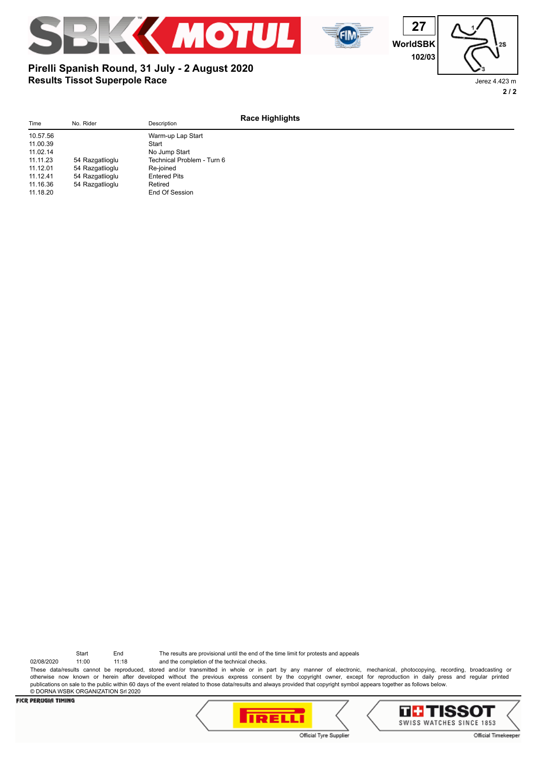# Pirelli Spanish Round, 31 July - 2 August 2020

## Results Tissot Superpole Race

27
WorldSBK
102/03

Jerez 4.423 m

### Race Highlights

| Time | No. Rider | Description |
|---|---|---|
| 10.57.56 | | Warm-up Lap Start |
| 11.00.39 | | Start |
| 11.02.14 | | No Jump Start |
| 11.11.23 | 54 Razgatlioglu | Technical Problem - Turn 6 |
| 11.12.01 | 54 Razgatlioglu | Re-joined |
| 11.12.41 | 54 Razgatlioglu | Entered Pits |
| 11.16.36 | 54 Razgatlioglu | Retired |
| 11.18.20 | | End Of Session |

| | Start | End |
|---|---|---|
| 02/08/2020 | 11:00 | 11:18 |

The results are provisional until the end of the time limit for protests and appeals and the completion of the technical checks.

These data/results cannot be reproduced, stored and/or transmitted in whole or in part by any manner of electronic, mechanical, photocopying, recording, broadcasting or otherwise now known or herein after developed without the previous express consent by the copyright owner, except for reproduction in daily press and regular printed publications on sale to the public within 60 days of the event related to those data/results and always provided that copyright symbol appears together as follows below.
© DORNA WSBK ORGANIZATION Srl 2020

FICR PERUGIA TIMING

Official Tyre Supplier

Official Timekeeper